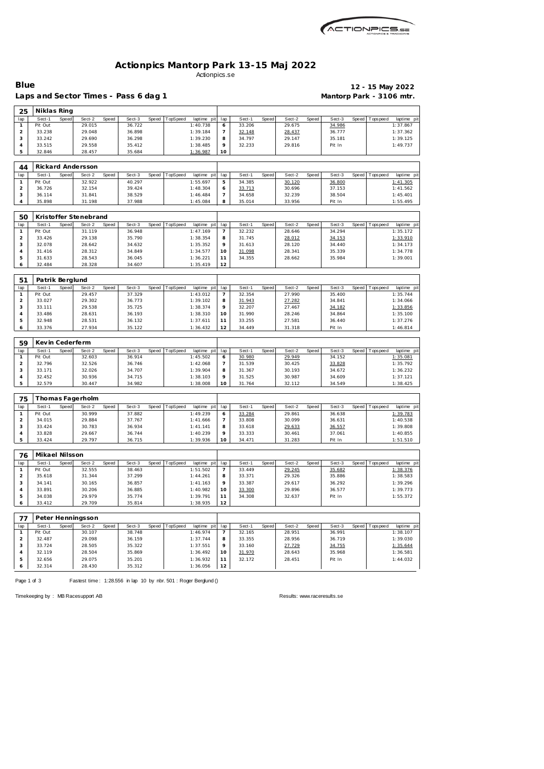# Actionpics Mantorp Park 13-15 Maj 2022

Actionpics.se

**Blue** — **12 - 15 May 2022**

**Laps and Sector Times - Pass 6 dag 1** — **Mantorp Park - 3106 mtr.**

## 25 Niklas Ring

| lap | Sect-1 | Speed | Sect-2 | Speed | Sect-3 | Speed | TopSpeed | laptime pit | lap | Sect-1 | Speed | Sect-2 | Speed | Sect-3 | Speed | Topspeed | laptime pit |
|---|---|---|---|---|---|---|---|---|---|---|---|---|---|---|---|---|---|
| 1 | Pit Out | | 29.015 | | 36.722 | | | 1:40.738 | 6 | 33.206 | | 29.675 | | 34.986 | | | 1:37.867 |
| 2 | 33.238 | | 29.048 | | 36.898 | | | 1:39.184 | 7 | 32.148 | | 28.437 | | 36.777 | | | 1:37.362 |
| 3 | 33.242 | | 29.690 | | 36.298 | | | 1:39.230 | 8 | 34.797 | | 29.147 | | 35.181 | | | 1:39.125 |
| 4 | 33.515 | | 29.558 | | 35.412 | | | 1:38.485 | 9 | 32.233 | | 29.816 | | Pit In | | | 1:49.737 |
| 5 | 32.846 | | 28.457 | | 35.684 | | | 1:36.987 | 10 | | | | | | | | |

## 44 Rickard Andersson

| lap | Sect-1 | Speed | Sect-2 | Speed | Sect-3 | Speed | TopSpeed | laptime pit | lap | Sect-1 | Speed | Sect-2 | Speed | Sect-3 | Speed | Topspeed | laptime pit |
|---|---|---|---|---|---|---|---|---|---|---|---|---|---|---|---|---|---|
| 1 | Pit Out | | 32.922 | | 40.297 | | | 1:55.697 | 5 | 34.385 | | 30.120 | | 36.800 | | | 1:41.305 |
| 2 | 36.726 | | 32.154 | | 39.424 | | | 1:48.304 | 6 | 33.713 | | 30.696 | | 37.153 | | | 1:41.562 |
| 3 | 36.114 | | 31.841 | | 38.529 | | | 1:46.484 | 7 | 34.658 | | 32.239 | | 38.504 | | | 1:45.401 |
| 4 | 35.898 | | 31.198 | | 37.988 | | | 1:45.084 | 8 | 35.014 | | 33.956 | | Pit In | | | 1:55.495 |

## 50 Kristoffer Stenebrand

| lap | Sect-1 | Speed | Sect-2 | Speed | Sect-3 | Speed | TopSpeed | laptime pit | lap | Sect-1 | Speed | Sect-2 | Speed | Sect-3 | Speed | Topspeed | laptime pit |
|---|---|---|---|---|---|---|---|---|---|---|---|---|---|---|---|---|---|
| 1 | Pit Out | | 31.119 | | 36.948 | | | 1:47.169 | 7 | 32.232 | | 28.646 | | 34.294 | | | 1:35.172 |
| 2 | 33.426 | | 29.138 | | 35.790 | | | 1:38.354 | 8 | 31.745 | | 28.012 | | 34.153 | | | 1:33.910 |
| 3 | 32.078 | | 28.642 | | 34.632 | | | 1:35.352 | 9 | 31.613 | | 28.120 | | 34.440 | | | 1:34.173 |
| 4 | 31.416 | | 28.312 | | 34.849 | | | 1:34.577 | 10 | 31.098 | | 28.341 | | 35.339 | | | 1:34.778 |
| 5 | 31.633 | | 28.543 | | 36.045 | | | 1:36.221 | 11 | 34.355 | | 28.662 | | 35.984 | | | 1:39.001 |
| 6 | 32.484 | | 28.328 | | 34.607 | | | 1:35.419 | 12 | | | | | | | | |

## 51 Patrik Berglund

| lap | Sect-1 | Speed | Sect-2 | Speed | Sect-3 | Speed | TopSpeed | laptime pit | lap | Sect-1 | Speed | Sect-2 | Speed | Sect-3 | Speed | Topspeed | laptime pit |
|---|---|---|---|---|---|---|---|---|---|---|---|---|---|---|---|---|---|
| 1 | Pit Out | | 29.457 | | 37.329 | | | 1:43.012 | 7 | 32.354 | | 27.990 | | 35.400 | | | 1:35.744 |
| 2 | 33.027 | | 29.302 | | 36.773 | | | 1:39.102 | 8 | 31.943 | | 27.282 | | 34.841 | | | 1:34.066 |
| 3 | 33.111 | | 29.538 | | 35.725 | | | 1:38.374 | 9 | 32.207 | | 27.467 | | 34.182 | | | 1:33.856 |
| 4 | 33.486 | | 28.631 | | 36.193 | | | 1:38.310 | 10 | 31.990 | | 28.246 | | 34.864 | | | 1:35.100 |
| 5 | 32.948 | | 28.531 | | 36.132 | | | 1:37.611 | 11 | 33.255 | | 27.581 | | 36.440 | | | 1:37.276 |
| 6 | 33.376 | | 27.934 | | 35.122 | | | 1:36.432 | 12 | 34.449 | | 31.318 | | Pit In | | | 1:46.814 |

## 59 Kevin Cederferm

| lap | Sect-1 | Speed | Sect-2 | Speed | Sect-3 | Speed | TopSpeed | laptime pit | lap | Sect-1 | Speed | Sect-2 | Speed | Sect-3 | Speed | Topspeed | laptime pit |
|---|---|---|---|---|---|---|---|---|---|---|---|---|---|---|---|---|---|
| 1 | Pit Out | | 32.603 | | 36.914 | | | 1:45.502 | 6 | 30.980 | | 29.949 | | 34.152 | | | 1:35.081 |
| 2 | 32.796 | | 32.526 | | 36.746 | | | 1:42.068 | 7 | 31.539 | | 30.425 | | 33.828 | | | 1:35.792 |
| 3 | 33.171 | | 32.026 | | 34.707 | | | 1:39.904 | 8 | 31.367 | | 30.193 | | 34.672 | | | 1:36.232 |
| 4 | 32.452 | | 30.936 | | 34.715 | | | 1:38.103 | 9 | 31.525 | | 30.987 | | 34.609 | | | 1:37.121 |
| 5 | 32.579 | | 30.447 | | 34.982 | | | 1:38.008 | 10 | 31.764 | | 32.112 | | 34.549 | | | 1:38.425 |

## 75 Thomas Fagerholm

| lap | Sect-1 | Speed | Sect-2 | Speed | Sect-3 | Speed | TopSpeed | laptime pit | lap | Sect-1 | Speed | Sect-2 | Speed | Sect-3 | Speed | Topspeed | laptime pit |
|---|---|---|---|---|---|---|---|---|---|---|---|---|---|---|---|---|---|
| 1 | Pit Out | | 30.999 | | 37.882 | | | 1:49.239 | 6 | 33.284 | | 29.861 | | 36.638 | | | 1:39.783 |
| 2 | 34.015 | | 29.884 | | 37.767 | | | 1:41.666 | 7 | 33.808 | | 30.099 | | 36.631 | | | 1:40.538 |
| 3 | 33.424 | | 30.783 | | 36.934 | | | 1:41.141 | 8 | 33.618 | | 29.633 | | 36.557 | | | 1:39.808 |
| 4 | 33.828 | | 29.667 | | 36.744 | | | 1:40.239 | 9 | 33.333 | | 30.461 | | 37.061 | | | 1:40.855 |
| 5 | 33.424 | | 29.797 | | 36.715 | | | 1:39.936 | 10 | 34.471 | | 31.283 | | Pit In | | | 1:51.510 |

## 76 Mikael Nilsson

| lap | Sect-1 | Speed | Sect-2 | Speed | Sect-3 | Speed | TopSpeed | laptime pit | lap | Sect-1 | Speed | Sect-2 | Speed | Sect-3 | Speed | Topspeed | laptime pit |
|---|---|---|---|---|---|---|---|---|---|---|---|---|---|---|---|---|---|
| 1 | Pit Out | | 32.555 | | 38.463 | | | 1:51.502 | 7 | 33.449 | | 29.245 | | 35.682 | | | 1:38.376 |
| 2 | 35.618 | | 31.344 | | 37.299 | | | 1:44.261 | 8 | 33.371 | | 29.326 | | 35.886 | | | 1:38.583 |
| 3 | 34.141 | | 30.165 | | 36.857 | | | 1:41.163 | 9 | 33.387 | | 29.617 | | 36.292 | | | 1:39.296 |
| 4 | 33.891 | | 30.206 | | 36.885 | | | 1:40.982 | 10 | 33.300 | | 29.896 | | 36.577 | | | 1:39.773 |
| 5 | 34.038 | | 29.979 | | 35.774 | | | 1:39.791 | 11 | 34.308 | | 32.637 | | Pit In | | | 1:55.372 |
| 6 | 33.412 | | 29.709 | | 35.814 | | | 1:38.935 | 12 | | | | | | | | |

## 77 Peter Henningsson

| lap | Sect-1 | Speed | Sect-2 | Speed | Sect-3 | Speed | TopSpeed | laptime pit | lap | Sect-1 | Speed | Sect-2 | Speed | Sect-3 | Speed | Topspeed | laptime pit |
|---|---|---|---|---|---|---|---|---|---|---|---|---|---|---|---|---|---|
| 1 | Pit Out | | 30.107 | | 38.748 | | | 1:46.974 | 7 | 32.165 | | 28.951 | | 36.991 | | | 1:38.107 |
| 2 | 32.487 | | 29.098 | | 36.159 | | | 1:37.744 | 8 | 33.355 | | 28.956 | | 36.719 | | | 1:39.030 |
| 3 | 33.724 | | 28.505 | | 35.322 | | | 1:37.551 | 9 | 33.160 | | 27.729 | | 34.755 | | | 1:35.644 |
| 4 | 32.119 | | 28.504 | | 35.869 | | | 1:36.492 | 10 | 31.970 | | 28.643 | | 35.968 | | | 1:36.581 |
| 5 | 32.656 | | 29.075 | | 35.201 | | | 1:36.932 | 11 | 32.172 | | 28.451 | | Pit In | | | 1:44.032 |
| 6 | 32.314 | | 28.430 | | 35.312 | | | 1:36.056 | 12 | | | | | | | | |

Fastest time : 1:28.556 in lap 10 by nbr. 501 : Roger Berglund ()

Timekeeping by : MB Racesupport AB

Results: www.raceresults.se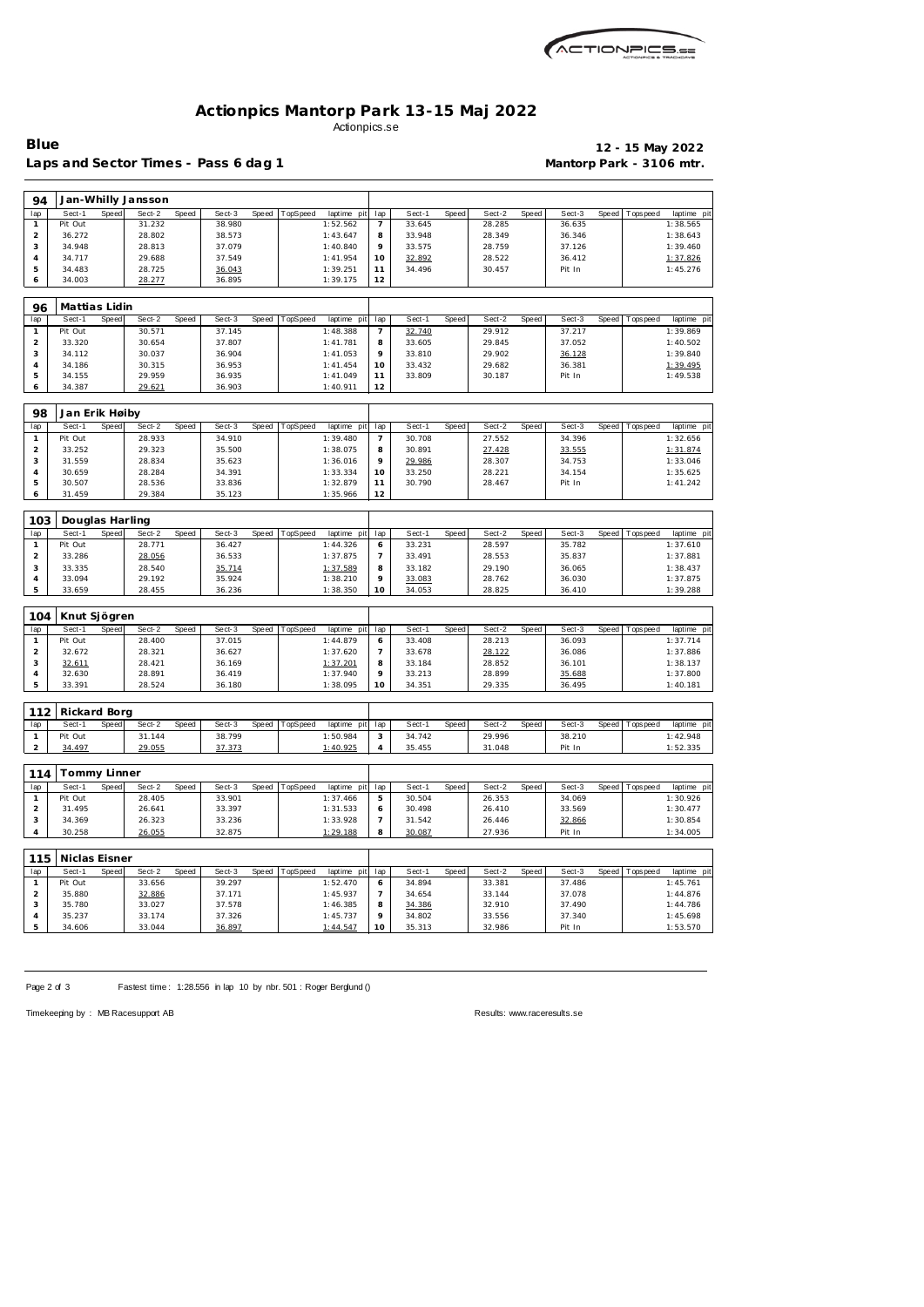# Actionpics Mantorp Park 13-15 Maj 2022

Actionpics.se

**Blue** — **12 - 15 May 2022**

**Laps and Sector Times - Pass 6 dag 1** — **Mantorp Park - 3106 mtr.**

| 94 | Jan-Whilly Jansson | | | | | | | | | | | | | | | | | | |
|---|---|---|---|---|---|---|---|---|---|---|---|---|---|---|---|---|---|---|---|
| lap | Sect-1 | Speed | Sect-2 | Speed | Sect-3 | Speed | TopSpeed | laptime pit | lap | Sect-1 | Speed | Sect-2 | Speed | Sect-3 | Speed | Topspeed | laptime pit |
| 1 | Pit Out | | 31.232 | | 38.980 | | | 1:52.562 | 7 | 33.645 | | 28.285 | | 36.635 | | | 1:38.565 |
| 2 | 36.272 | | 28.802 | | 38.573 | | | 1:43.647 | 8 | 33.948 | | 28.349 | | 36.346 | | | 1:38.643 |
| 3 | 34.948 | | 28.813 | | 37.079 | | | 1:40.840 | 9 | 33.575 | | 28.759 | | 37.126 | | | 1:39.460 |
| 4 | 34.717 | | 29.688 | | 37.549 | | | 1:41.954 | 10 | 32.892 | | 28.522 | | 36.412 | | | 1:37.826 |
| 5 | 34.483 | | 28.725 | | 36.043 | | | 1:39.251 | 11 | 34.496 | | 30.457 | | Pit In | | | 1:45.276 |
| 6 | 34.003 | | 28.277 | | 36.895 | | | 1:39.175 | 12 | | | | | | | | |

| 96 | Mattias Lidin | | | | | | | | | | | | | | | | |
|---|---|---|---|---|---|---|---|---|---|---|---|---|---|---|---|---|---|
| lap | Sect-1 | Speed | Sect-2 | Speed | Sect-3 | Speed | TopSpeed | laptime pit | lap | Sect-1 | Speed | Sect-2 | Speed | Sect-3 | Speed | Topspeed | laptime pit |
| 1 | Pit Out | | 30.571 | | 37.145 | | | 1:48.388 | 7 | 32.740 | | 29.912 | | 37.217 | | | 1:39.869 |
| 2 | 33.320 | | 30.654 | | 37.807 | | | 1:41.781 | 8 | 33.605 | | 29.845 | | 37.052 | | | 1:40.502 |
| 3 | 34.112 | | 30.037 | | 36.904 | | | 1:41.053 | 9 | 33.810 | | 29.902 | | 36.128 | | | 1:39.840 |
| 4 | 34.186 | | 30.315 | | 36.953 | | | 1:41.454 | 10 | 33.432 | | 29.682 | | 36.381 | | | 1:39.495 |
| 5 | 34.155 | | 29.959 | | 36.935 | | | 1:41.049 | 11 | 33.809 | | 30.187 | | Pit In | | | 1:49.538 |
| 6 | 34.387 | | 29.621 | | 36.903 | | | 1:40.911 | 12 | | | | | | | | |

| 98 | Jan Erik Heiby | | | | | | | | | | | | | | | | |
|---|---|---|---|---|---|---|---|---|---|---|---|---|---|---|---|---|---|
| lap | Sect-1 | Speed | Sect-2 | Speed | Sect-3 | Speed | TopSpeed | laptime pit | lap | Sect-1 | Speed | Sect-2 | Speed | Sect-3 | Speed | Topspeed | laptime pit |
| 1 | Pit Out | | 28.933 | | 34.910 | | | 1:39.480 | 7 | 30.708 | | 27.552 | | 34.396 | | | 1:32.656 |
| 2 | 33.252 | | 29.323 | | 35.500 | | | 1:38.075 | 8 | 30.891 | | 27.428 | | 33.555 | | | 1:31.874 |
| 3 | 31.559 | | 28.834 | | 35.623 | | | 1:36.016 | 9 | 29.986 | | 28.307 | | 34.753 | | | 1:33.046 |
| 4 | 30.659 | | 28.284 | | 34.391 | | | 1:33.334 | 10 | 33.250 | | 28.221 | | 34.154 | | | 1:35.625 |
| 5 | 30.507 | | 28.536 | | 33.836 | | | 1:32.879 | 11 | 30.790 | | 28.467 | | Pit In | | | 1:41.242 |
| 6 | 31.459 | | 29.384 | | 35.123 | | | 1:35.966 | 12 | | | | | | | | |

| 103 | Douglas Harling | | | | | | | | | | | | | | | | |
|---|---|---|---|---|---|---|---|---|---|---|---|---|---|---|---|---|---|
| lap | Sect-1 | Speed | Sect-2 | Speed | Sect-3 | Speed | TopSpeed | laptime pit | lap | Sect-1 | Speed | Sect-2 | Speed | Sect-3 | Speed | Topspeed | laptime pit |
| 1 | Pit Out | | 28.771 | | 36.427 | | | 1:44.326 | 6 | 33.231 | | 28.597 | | 35.782 | | | 1:37.610 |
| 2 | 33.286 | | 28.056 | | 36.533 | | | 1:37.875 | 7 | 33.491 | | 28.553 | | 35.837 | | | 1:37.881 |
| 3 | 33.335 | | 28.540 | | 35.714 | | | 1:37.589 | 8 | 33.182 | | 29.190 | | 36.065 | | | 1:38.437 |
| 4 | 33.094 | | 29.192 | | 35.924 | | | 1:38.210 | 9 | 33.083 | | 28.762 | | 36.030 | | | 1:37.875 |
| 5 | 33.659 | | 28.455 | | 36.236 | | | 1:38.350 | 10 | 34.053 | | 28.825 | | 36.410 | | | 1:39.288 |

| 104 | Knut Sjögren | | | | | | | | | | | | | | | | |
|---|---|---|---|---|---|---|---|---|---|---|---|---|---|---|---|---|---|
| lap | Sect-1 | Speed | Sect-2 | Speed | Sect-3 | Speed | TopSpeed | laptime pit | lap | Sect-1 | Speed | Sect-2 | Speed | Sect-3 | Speed | Topspeed | laptime pit |
| 1 | Pit Out | | 28.400 | | 37.015 | | | 1:44.879 | 6 | 33.408 | | 28.213 | | 36.093 | | | 1:37.714 |
| 2 | 32.672 | | 28.321 | | 36.627 | | | 1:37.620 | 7 | 33.678 | | 28.122 | | 36.086 | | | 1:37.886 |
| 3 | 32.611 | | 28.421 | | 36.169 | | | 1:37.201 | 8 | 33.184 | | 28.852 | | 36.101 | | | 1:38.137 |
| 4 | 32.630 | | 28.891 | | 36.419 | | | 1:37.940 | 9 | 33.213 | | 28.899 | | 35.688 | | | 1:37.800 |
| 5 | 33.391 | | 28.524 | | 36.180 | | | 1:38.095 | 10 | 34.351 | | 29.335 | | 36.495 | | | 1:40.181 |

| 112 | Rickard Borg | | | | | | | | | | | | | | | | |
|---|---|---|---|---|---|---|---|---|---|---|---|---|---|---|---|---|---|
| lap | Sect-1 | Speed | Sect-2 | Speed | Sect-3 | Speed | TopSpeed | laptime pit | lap | Sect-1 | Speed | Sect-2 | Speed | Sect-3 | Speed | Topspeed | laptime pit |
| 1 | Pit Out | | 31.144 | | 38.799 | | | 1:50.984 | 3 | 34.742 | | 29.996 | | 38.210 | | | 1:42.948 |
| 2 | 34.497 | | 29.055 | | 37.373 | | | 1:40.925 | 4 | 35.455 | | 31.048 | | Pit In | | | 1:52.335 |

| 114 | Tommy Linner | | | | | | | | | | | | | | | | |
|---|---|---|---|---|---|---|---|---|---|---|---|---|---|---|---|---|---|
| lap | Sect-1 | Speed | Sect-2 | Speed | Sect-3 | Speed | TopSpeed | laptime pit | lap | Sect-1 | Speed | Sect-2 | Speed | Sect-3 | Speed | Topspeed | laptime pit |
| 1 | Pit Out | | 28.405 | | 33.901 | | | 1:37.466 | 5 | 30.504 | | 26.353 | | 34.069 | | | 1:30.926 |
| 2 | 31.495 | | 26.641 | | 33.397 | | | 1:31.533 | 6 | 30.498 | | 26.410 | | 33.569 | | | 1:30.477 |
| 3 | 34.369 | | 26.323 | | 33.236 | | | 1:33.928 | 7 | 31.542 | | 26.446 | | 32.866 | | | 1:30.854 |
| 4 | 30.258 | | 26.055 | | 32.875 | | | 1:29.188 | 8 | 30.087 | | 27.936 | | Pit In | | | 1:34.005 |

| 115 | Niclas Eisner | | | | | | | | | | | | | | | | |
|---|---|---|---|---|---|---|---|---|---|---|---|---|---|---|---|---|---|
| lap | Sect-1 | Speed | Sect-2 | Speed | Sect-3 | Speed | TopSpeed | laptime pit | lap | Sect-1 | Speed | Sect-2 | Speed | Sect-3 | Speed | Topspeed | laptime pit |
| 1 | Pit Out | | 33.656 | | 39.297 | | | 1:52.470 | 6 | 34.894 | | 33.381 | | 37.486 | | | 1:45.761 |
| 2 | 35.880 | | 32.886 | | 37.171 | | | 1:45.937 | 7 | 34.654 | | 33.144 | | 37.078 | | | 1:44.876 |
| 3 | 35.780 | | 33.027 | | 37.578 | | | 1:46.385 | 8 | 34.386 | | 32.910 | | 37.490 | | | 1:44.786 |
| 4 | 35.237 | | 33.174 | | 37.326 | | | 1:45.737 | 9 | 34.802 | | 33.556 | | 37.340 | | | 1:45.698 |
| 5 | 34.606 | | 33.044 | | 36.897 | | | 1:44.547 | 10 | 35.313 | | 32.986 | | Pit In | | | 1:53.570 |

Fastest time: 1:28.556 in lap 10 by nbr. 501 : Roger Berglund ()

Timekeeping by : MB Racesupport AB — Results: www.raceresults.se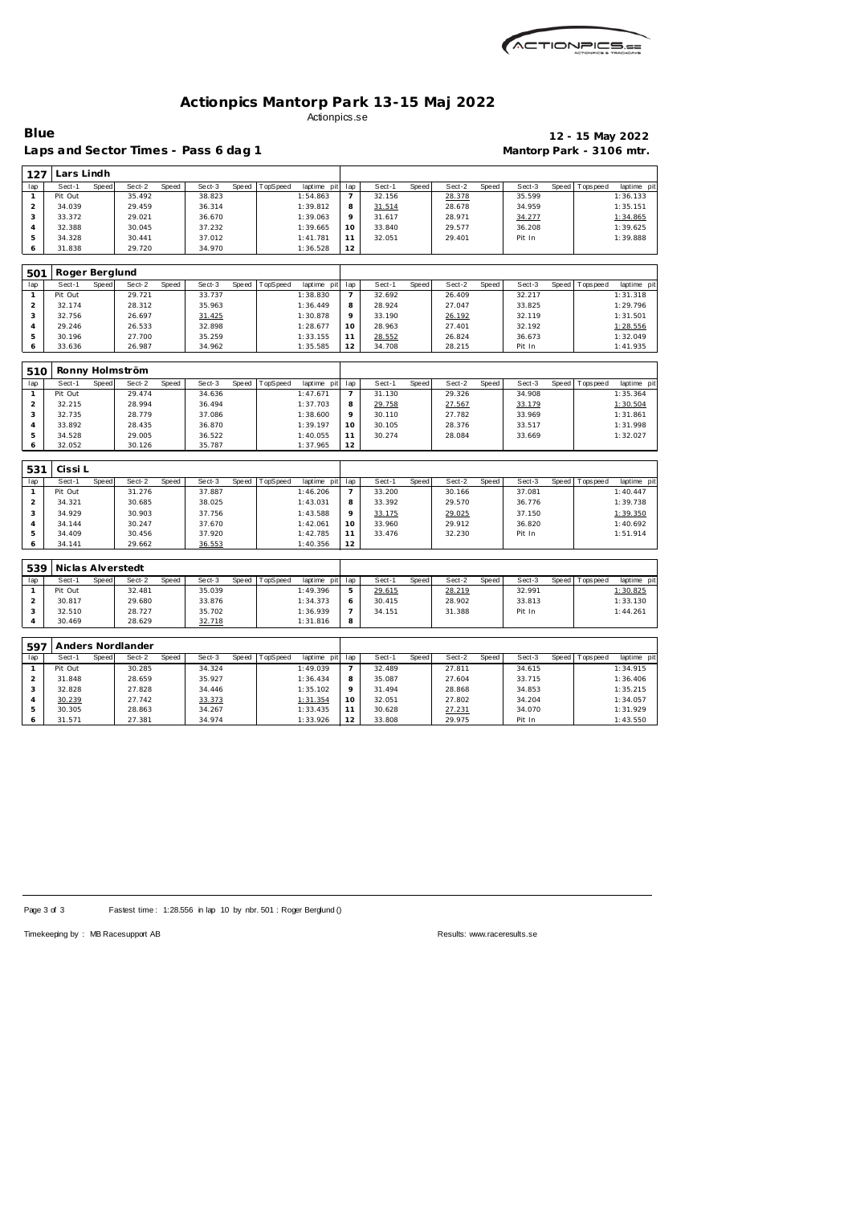# Actionpics Mantorp Park 13-15 Maj 2022

Actionpics.se

**Blue** — **12 - 15 May 2022**

**Laps and Sector Times - Pass 6 dag 1** — **Mantorp Park - 3106 mtr.**

**127 Lars Lindh**

| lap | Sect-1 | Speed | Sect-2 | Speed | Sect-3 | Speed | TopSpeed | laptime pit | lap | Sect-1 | Speed | Sect-2 | Speed | Sect-3 | Speed | Topspeed | laptime pit |
|---|---|---|---|---|---|---|---|---|---|---|---|---|---|---|---|---|---|
| 1 | Pit Out | | 35.492 | | 38.823 | | | 1:54.863 | 7 | 32.156 | | 28.378 | | 35.599 | | | 1:36.133 |
| 2 | 34.039 | | 29.459 | | 36.314 | | | 1:39.812 | 8 | 31.514 | | 28.678 | | 34.959 | | | 1:35.151 |
| 3 | 33.372 | | 29.021 | | 36.670 | | | 1:39.063 | 9 | 31.617 | | 28.971 | | 34.277 | | | 1:34.865 |
| 4 | 32.388 | | 30.045 | | 37.232 | | | 1:39.665 | 10 | 33.840 | | 29.577 | | 36.208 | | | 1:39.625 |
| 5 | 34.328 | | 30.441 | | 37.012 | | | 1:41.781 | 11 | 32.051 | | 29.401 | | Pit In | | | 1:39.888 |
| 6 | 31.838 | | 29.720 | | 34.970 | | | 1:36.528 | 12 | | | | | | | | |

**501 Roger Berglund**

| lap | Sect-1 | Speed | Sect-2 | Speed | Sect-3 | Speed | TopSpeed | laptime pit | lap | Sect-1 | Speed | Sect-2 | Speed | Sect-3 | Speed | Topspeed | laptime pit |
|---|---|---|---|---|---|---|---|---|---|---|---|---|---|---|---|---|---|
| 1 | Pit Out | | 29.721 | | 33.737 | | | 1:38.830 | 7 | 32.692 | | 26.409 | | 32.217 | | | 1:31.318 |
| 2 | 32.174 | | 28.312 | | 35.963 | | | 1:36.449 | 8 | 28.924 | | 27.047 | | 33.825 | | | 1:29.796 |
| 3 | 32.756 | | 26.697 | | 31.425 | | | 1:30.878 | 9 | 33.190 | | 26.192 | | 32.119 | | | 1:31.501 |
| 4 | 29.246 | | 26.533 | | 32.898 | | | 1:28.677 | 10 | 28.963 | | 27.401 | | 32.192 | | | 1:28.556 |
| 5 | 30.196 | | 27.700 | | 35.259 | | | 1:33.155 | 11 | 28.552 | | 26.824 | | 36.673 | | | 1:32.049 |
| 6 | 33.636 | | 26.987 | | 34.962 | | | 1:35.585 | 12 | 34.708 | | 28.215 | | Pit In | | | 1:41.935 |

**510 Ronny Holmström**

| lap | Sect-1 | Speed | Sect-2 | Speed | Sect-3 | Speed | TopSpeed | laptime pit | lap | Sect-1 | Speed | Sect-2 | Speed | Sect-3 | Speed | Topspeed | laptime pit |
|---|---|---|---|---|---|---|---|---|---|---|---|---|---|---|---|---|---|
| 1 | Pit Out | | 29.474 | | 34.636 | | | 1:47.671 | 7 | 31.130 | | 29.326 | | 34.908 | | | 1:35.364 |
| 2 | 32.215 | | 28.994 | | 36.494 | | | 1:37.703 | 8 | 29.758 | | 27.567 | | 33.179 | | | 1:30.504 |
| 3 | 32.735 | | 28.779 | | 37.086 | | | 1:38.600 | 9 | 30.110 | | 27.782 | | 33.969 | | | 1:31.861 |
| 4 | 33.892 | | 28.435 | | 36.870 | | | 1:39.197 | 10 | 30.105 | | 28.376 | | 33.517 | | | 1:31.998 |
| 5 | 34.528 | | 29.005 | | 36.522 | | | 1:40.055 | 11 | 30.274 | | 28.084 | | 33.669 | | | 1:32.027 |
| 6 | 32.052 | | 30.126 | | 35.787 | | | 1:37.965 | 12 | | | | | | | | |

**531 Cissi L**

| lap | Sect-1 | Speed | Sect-2 | Speed | Sect-3 | Speed | TopSpeed | laptime pit | lap | Sect-1 | Speed | Sect-2 | Speed | Sect-3 | Speed | Topspeed | laptime pit |
|---|---|---|---|---|---|---|---|---|---|---|---|---|---|---|---|---|---|
| 1 | Pit Out | | 31.276 | | 37.887 | | | 1:46.206 | 7 | 33.200 | | 30.166 | | 37.081 | | | 1:40.447 |
| 2 | 34.321 | | 30.685 | | 38.025 | | | 1:43.031 | 8 | 33.392 | | 29.570 | | 36.776 | | | 1:39.738 |
| 3 | 34.929 | | 30.903 | | 37.756 | | | 1:43.588 | 9 | 33.175 | | 29.025 | | 37.150 | | | 1:39.350 |
| 4 | 34.144 | | 30.247 | | 37.670 | | | 1:42.061 | 10 | 33.960 | | 29.912 | | 36.820 | | | 1:40.692 |
| 5 | 34.409 | | 30.456 | | 37.920 | | | 1:42.785 | 11 | 33.476 | | 32.230 | | Pit In | | | 1:51.914 |
| 6 | 34.141 | | 29.662 | | 36.553 | | | 1:40.356 | 12 | | | | | | | | |

**539 Niclas Alverstedt**

| lap | Sect-1 | Speed | Sect-2 | Speed | Sect-3 | Speed | TopSpeed | laptime pit | lap | Sect-1 | Speed | Sect-2 | Speed | Sect-3 | Speed | Topspeed | laptime pit |
|---|---|---|---|---|---|---|---|---|---|---|---|---|---|---|---|---|---|
| 1 | Pit Out | | 32.481 | | 35.039 | | | 1:49.396 | 5 | 29.615 | | 28.219 | | 32.991 | | | 1:30.825 |
| 2 | 30.817 | | 29.680 | | 33.876 | | | 1:34.373 | 6 | 30.415 | | 28.902 | | 33.813 | | | 1:33.130 |
| 3 | 32.510 | | 28.727 | | 35.702 | | | 1:36.939 | 7 | 34.151 | | 31.388 | | Pit In | | | 1:44.261 |
| 4 | 30.469 | | 28.629 | | 32.718 | | | 1:31.816 | 8 | | | | | | | | |

**597 Anders Nordlander**

| lap | Sect-1 | Speed | Sect-2 | Speed | Sect-3 | Speed | TopSpeed | laptime pit | lap | Sect-1 | Speed | Sect-2 | Speed | Sect-3 | Speed | Topspeed | laptime pit |
|---|---|---|---|---|---|---|---|---|---|---|---|---|---|---|---|---|---|
| 1 | Pit Out | | 30.285 | | 34.324 | | | 1:49.039 | 7 | 32.489 | | 27.811 | | 34.615 | | | 1:34.915 |
| 2 | 31.848 | | 28.659 | | 35.927 | | | 1:36.434 | 8 | 35.087 | | 27.604 | | 33.715 | | | 1:36.406 |
| 3 | 32.828 | | 27.828 | | 34.446 | | | 1:35.102 | 9 | 31.494 | | 28.868 | | 34.853 | | | 1:35.215 |
| 4 | 30.239 | | 27.742 | | 33.373 | | | 1:31.354 | 10 | 32.051 | | 27.802 | | 34.204 | | | 1:34.057 |
| 5 | 30.305 | | 28.863 | | 34.267 | | | 1:33.435 | 11 | 30.628 | | 27.231 | | 34.070 | | | 1:31.929 |
| 6 | 31.571 | | 27.381 | | 34.974 | | | 1:33.926 | 12 | 33.808 | | 29.975 | | Pit In | | | 1:43.550 |

Fastest time : 1:28.556 in lap 10 by nbr. 501 : Roger Berglund ()

Timekeeping by : MB Racesupport AB — Results: www.raceresults.se